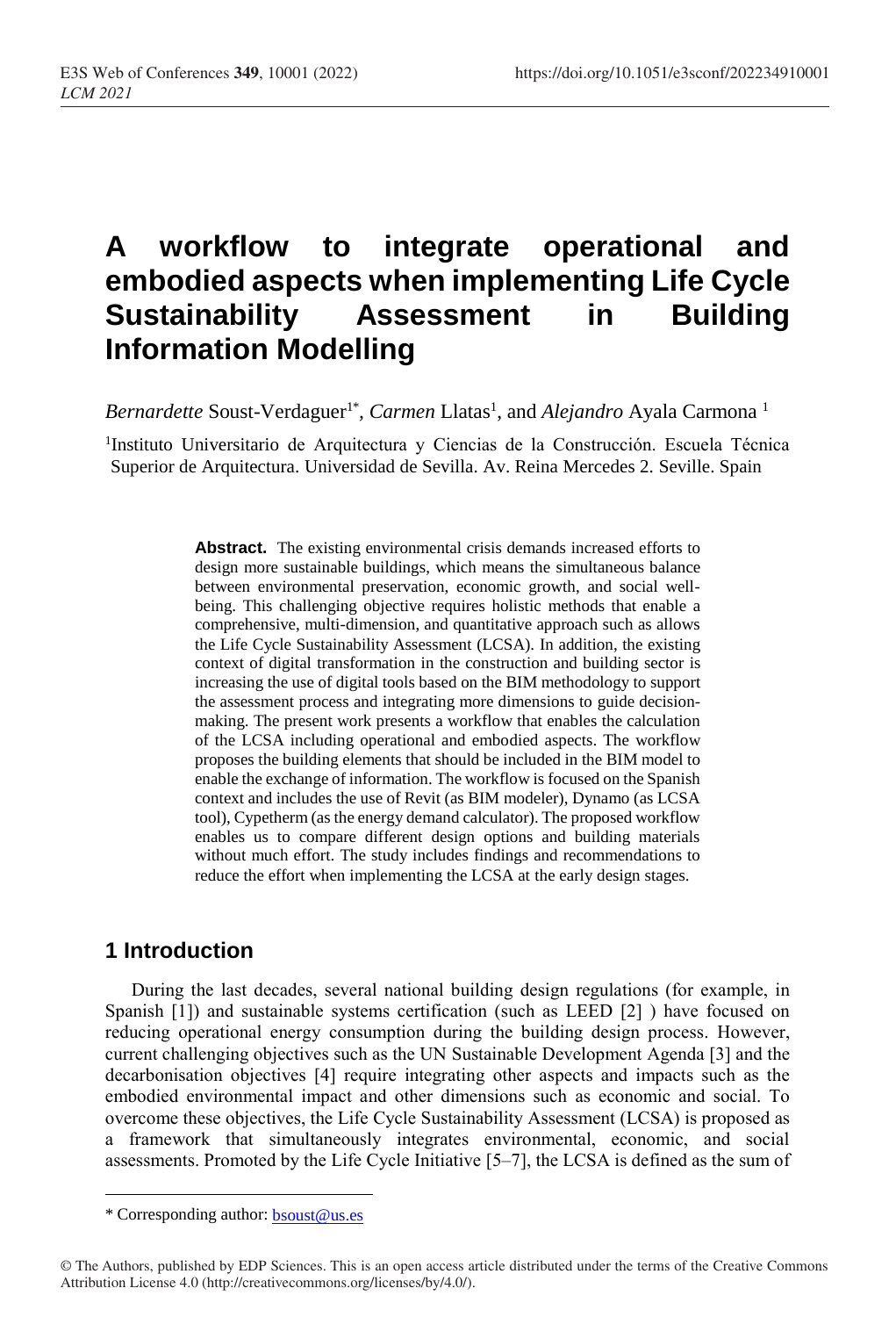# A workflow to integrate operational and embodied aspects when implementing Life Cycle Sustainability Assessment in Building Information Modelling

*Bernardette* Soust-Verdaguer[1*], *Carmen* Llatas[1], and *Alejandro* Ayala Carmona [1]

[1]Instituto Universitario de Arquitectura y Ciencias de la Construcción. Escuela Técnica Superior de Arquitectura. Universidad de Sevilla. Av. Reina Mercedes 2. Seville. Spain

**Abstract.** The existing environmental crisis demands increased efforts to design more sustainable buildings, which means the simultaneous balance between environmental preservation, economic growth, and social well-being. This challenging objective requires holistic methods that enable a comprehensive, multi-dimension, and quantitative approach such as allows the Life Cycle Sustainability Assessment (LCSA). In addition, the existing context of digital transformation in the construction and building sector is increasing the use of digital tools based on the BIM methodology to support the assessment process and integrating more dimensions to guide decision-making. The present work presents a workflow that enables the calculation of the LCSA including operational and embodied aspects. The workflow proposes the building elements that should be included in the BIM model to enable the exchange of information. The workflow is focused on the Spanish context and includes the use of Revit (as BIM modeler), Dynamo (as LCSA tool), Cypetherm (as the energy demand calculator). The proposed workflow enables us to compare different design options and building materials without much effort. The study includes findings and recommendations to reduce the effort when implementing the LCSA at the early design stages.

## 1 Introduction

During the last decades, several national building design regulations (for example, in Spanish [1]) and sustainable systems certification (such as LEED [2] ) have focused on reducing operational energy consumption during the building design process. However, current challenging objectives such as the UN Sustainable Development Agenda [3] and the decarbonisation objectives [4] require integrating other aspects and impacts such as the embodied environmental impact and other dimensions such as economic and social. To overcome these objectives, the Life Cycle Sustainability Assessment (LCSA) is proposed as a framework that simultaneously integrates environmental, economic, and social assessments. Promoted by the Life Cycle Initiative [5–7], the LCSA is defined as the sum of

---

\* Corresponding author: bsoust@us.es

© The Authors, published by EDP Sciences. This is an open access article distributed under the terms of the Creative Commons Attribution License 4.0 (http://creativecommons.org/licenses/by/4.0/).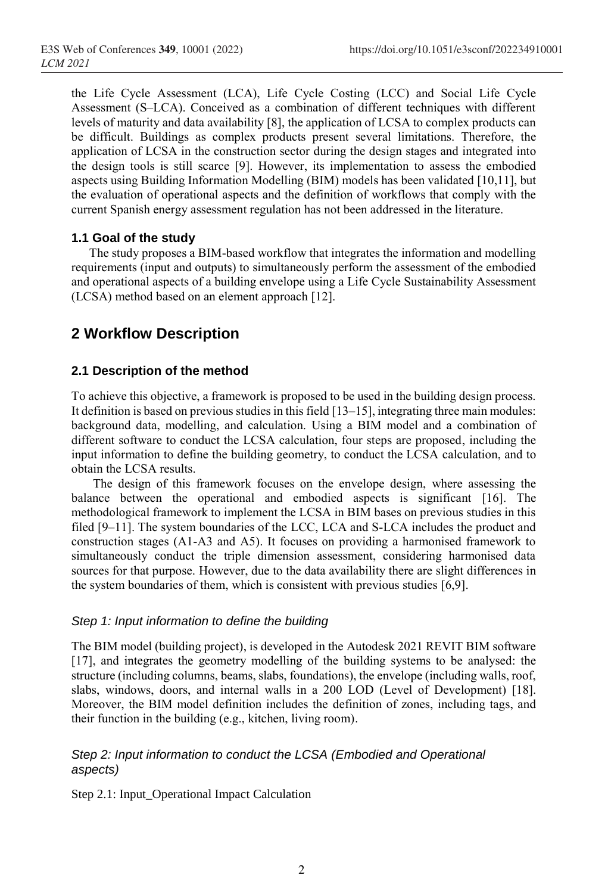the Life Cycle Assessment (LCA), Life Cycle Costing (LCC) and Social Life Cycle Assessment (S–LCA). Conceived as a combination of different techniques with different levels of maturity and data availability [8], the application of LCSA to complex products can be difficult. Buildings as complex products present several limitations. Therefore, the application of LCSA in the construction sector during the design stages and integrated into the design tools is still scarce [9]. However, its implementation to assess the embodied aspects using Building Information Modelling (BIM) models has been validated [10,11], but the evaluation of operational aspects and the definition of workflows that comply with the current Spanish energy assessment regulation has not been addressed in the literature.

### 1.1 Goal of the study

The study proposes a BIM-based workflow that integrates the information and modelling requirements (input and outputs) to simultaneously perform the assessment of the embodied and operational aspects of a building envelope using a Life Cycle Sustainability Assessment (LCSA) method based on an element approach [12].

## 2 Workflow Description

### 2.1 Description of the method

To achieve this objective, a framework is proposed to be used in the building design process. It definition is based on previous studies in this field [13–15], integrating three main modules: background data, modelling, and calculation. Using a BIM model and a combination of different software to conduct the LCSA calculation, four steps are proposed, including the input information to define the building geometry, to conduct the LCSA calculation, and to obtain the LCSA results.

The design of this framework focuses on the envelope design, where assessing the balance between the operational and embodied aspects is significant [16]. The methodological framework to implement the LCSA in BIM bases on previous studies in this filed [9–11]. The system boundaries of the LCC, LCA and S-LCA includes the product and construction stages (A1-A3 and A5). It focuses on providing a harmonised framework to simultaneously conduct the triple dimension assessment, considering harmonised data sources for that purpose. However, due to the data availability there are slight differences in the system boundaries of them, which is consistent with previous studies [6,9].

#### *Step 1: Input information to define the building*

The BIM model (building project), is developed in the Autodesk 2021 REVIT BIM software [17], and integrates the geometry modelling of the building systems to be analysed: the structure (including columns, beams, slabs, foundations), the envelope (including walls, roof, slabs, windows, doors, and internal walls in a 200 LOD (Level of Development) [18]. Moreover, the BIM model definition includes the definition of zones, including tags, and their function in the building (e.g., kitchen, living room).

#### *Step 2: Input information to conduct the LCSA (Embodied and Operational aspects)*

Step 2.1: Input_Operational Impact Calculation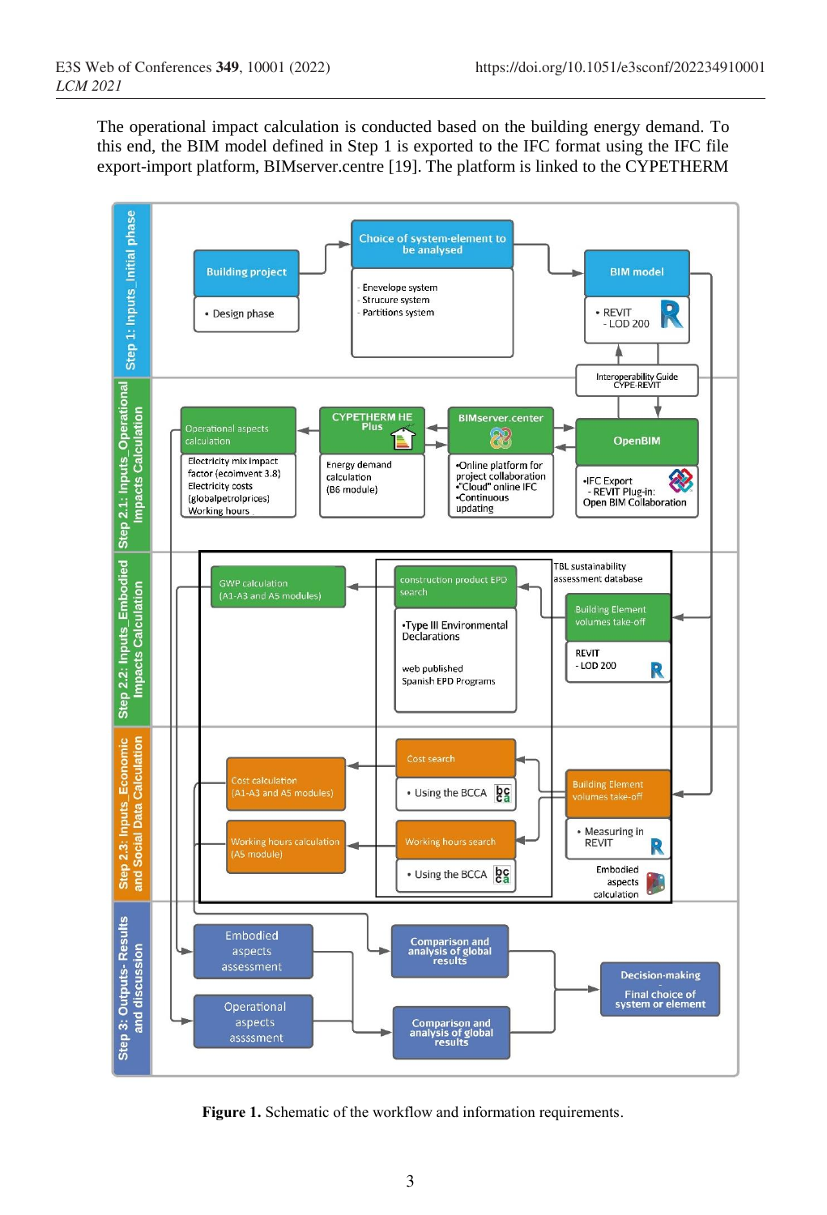The operational impact calculation is conducted based on the building energy demand. To this end, the BIM model defined in Step 1 is exported to the IFC format using the IFC file export-import platform, BIMserver.centre [19]. The platform is linked to the CYPETHERM

**Figure 1.** Schematic of the workflow and information requirements.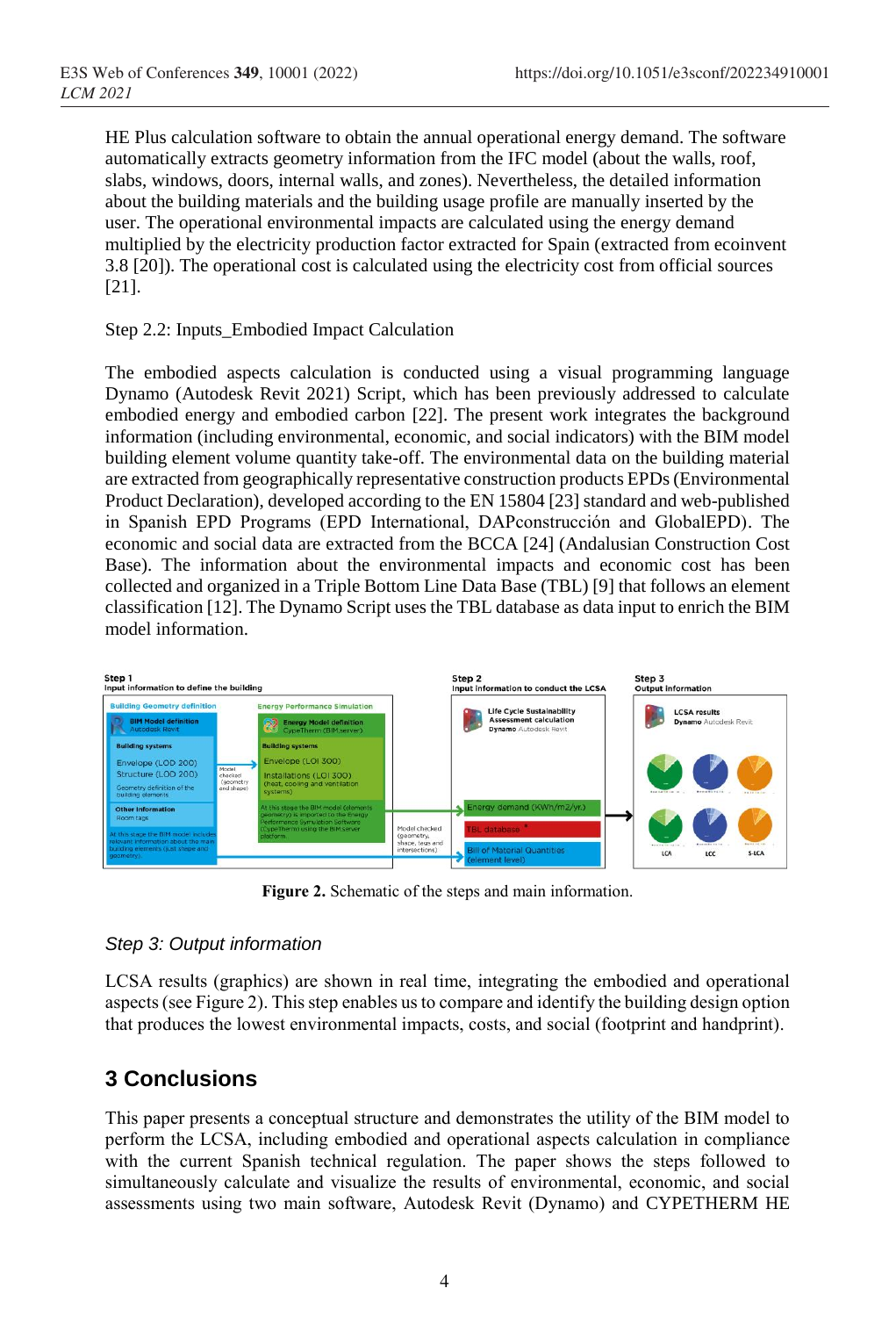HE Plus calculation software to obtain the annual operational energy demand. The software automatically extracts geometry information from the IFC model (about the walls, roof, slabs, windows, doors, internal walls, and zones). Nevertheless, the detailed information about the building materials and the building usage profile are manually inserted by the user. The operational environmental impacts are calculated using the energy demand multiplied by the electricity production factor extracted for Spain (extracted from ecoinvent 3.8 [20]). The operational cost is calculated using the electricity cost from official sources [21].

Step 2.2: Inputs_Embodied Impact Calculation

The embodied aspects calculation is conducted using a visual programming language Dynamo (Autodesk Revit 2021) Script, which has been previously addressed to calculate embodied energy and embodied carbon [22]. The present work integrates the background information (including environmental, economic, and social indicators) with the BIM model building element volume quantity take-off. The environmental data on the building material are extracted from geographically representative construction products EPDs (Environmental Product Declaration), developed according to the EN 15804 [23] standard and web-published in Spanish EPD Programs (EPD International, DAPconstrucción and GlobalEPD). The economic and social data are extracted from the BCCA [24] (Andalusian Construction Cost Base). The information about the environmental impacts and economic cost has been collected and organized in a Triple Bottom Line Data Base (TBL) [9] that follows an element classification [12]. The Dynamo Script uses the TBL database as data input to enrich the BIM model information.

**Figure 2.** Schematic of the steps and main information.

*Step 3: Output information*

LCSA results (graphics) are shown in real time, integrating the embodied and operational aspects (see Figure 2). This step enables us to compare and identify the building design option that produces the lowest environmental impacts, costs, and social (footprint and handprint).

## 3 Conclusions

This paper presents a conceptual structure and demonstrates the utility of the BIM model to perform the LCSA, including embodied and operational aspects calculation in compliance with the current Spanish technical regulation. The paper shows the steps followed to simultaneously calculate and visualize the results of environmental, economic, and social assessments using two main software, Autodesk Revit (Dynamo) and CYPETHERM HE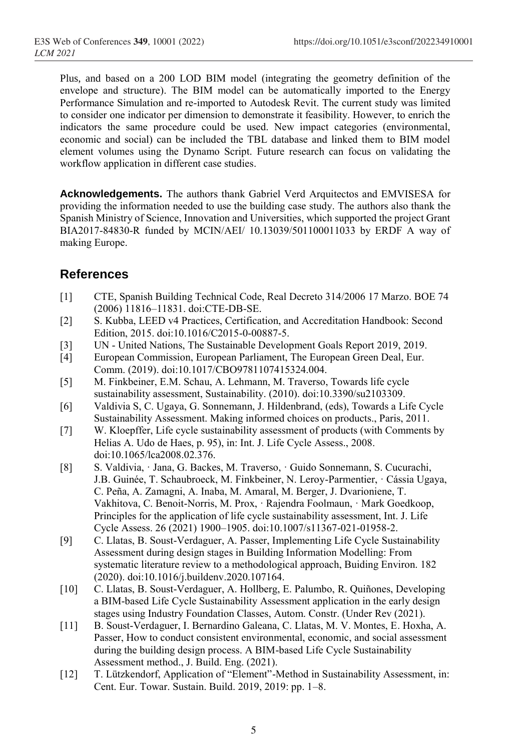Plus, and based on a 200 LOD BIM model (integrating the geometry definition of the envelope and structure). The BIM model can be automatically imported to the Energy Performance Simulation and re-imported to Autodesk Revit. The current study was limited to consider one indicator per dimension to demonstrate it feasibility. However, to enrich the indicators the same procedure could be used. New impact categories (environmental, economic and social) can be included the TBL database and linked them to BIM model element volumes using the Dynamo Script. Future research can focus on validating the workflow application in different case studies.

**Acknowledgements.** The authors thank Gabriel Verd Arquitectos and EMVISESA for providing the information needed to use the building case study. The authors also thank the Spanish Ministry of Science, Innovation and Universities, which supported the project Grant BIA2017-84830-R funded by MCIN/AEI/ 10.13039/501100011033 by ERDF A way of making Europe.

## References

[1] CTE, Spanish Building Technical Code, Real Decreto 314/2006 17 Marzo. BOE 74 (2006) 11816–11831. doi:CTE-DB-SE.

[2] S. Kubba, LEED v4 Practices, Certification, and Accreditation Handbook: Second Edition, 2015. doi:10.1016/C2015-0-00887-5.

[3] UN - United Nations, The Sustainable Development Goals Report 2019, 2019.

[4] European Commission, European Parliament, The European Green Deal, Eur. Comm. (2019). doi:10.1017/CBO9781107415324.004.

[5] M. Finkbeiner, E.M. Schau, A. Lehmann, M. Traverso, Towards life cycle sustainability assessment, Sustainability. (2010). doi:10.3390/su2103309.

[6] Valdivia S, C. Ugaya, G. Sonnemann, J. Hildenbrand, (eds), Towards a Life Cycle Sustainability Assessment. Making informed choices on products., Paris, 2011.

[7] W. Kloepffer, Life cycle sustainability assessment of products (with Comments by Helias A. Udo de Haes, p. 95), in: Int. J. Life Cycle Assess., 2008. doi:10.1065/lca2008.02.376.

[8] S. Valdivia, · Jana, G. Backes, M. Traverso, · Guido Sonnemann, S. Cucurachi, J.B. Guinée, T. Schaubroeck, M. Finkbeiner, N. Leroy-Parmentier, · Cássia Ugaya, C. Peña, A. Zamagni, A. Inaba, M. Amaral, M. Berger, J. Dvarioniene, T. Vakhitova, C. Benoit-Norris, M. Prox, · Rajendra Foolmaun, · Mark Goedkoop, Principles for the application of life cycle sustainability assessment, Int. J. Life Cycle Assess. 26 (2021) 1900–1905. doi:10.1007/s11367-021-01958-2.

[9] C. Llatas, B. Soust-Verdaguer, A. Passer, Implementing Life Cycle Sustainability Assessment during design stages in Building Information Modelling: From systematic literature review to a methodological approach, Buiding Environ. 182 (2020). doi:10.1016/j.buildenv.2020.107164.

[10] C. Llatas, B. Soust-Verdaguer, A. Hollberg, E. Palumbo, R. Quiñones, Developing a BIM-based Life Cycle Sustainability Assessment application in the early design stages using Industry Foundation Classes, Autom. Constr. (Under Rev (2021).

[11] B. Soust-Verdaguer, I. Bernardino Galeana, C. Llatas, M. V. Montes, E. Hoxha, A. Passer, How to conduct consistent environmental, economic, and social assessment during the building design process. A BIM-based Life Cycle Sustainability Assessment method., J. Build. Eng. (2021).

[12] T. Lützkendorf, Application of "Element"-Method in Sustainability Assessment, in: Cent. Eur. Towar. Sustain. Build. 2019, 2019: pp. 1–8.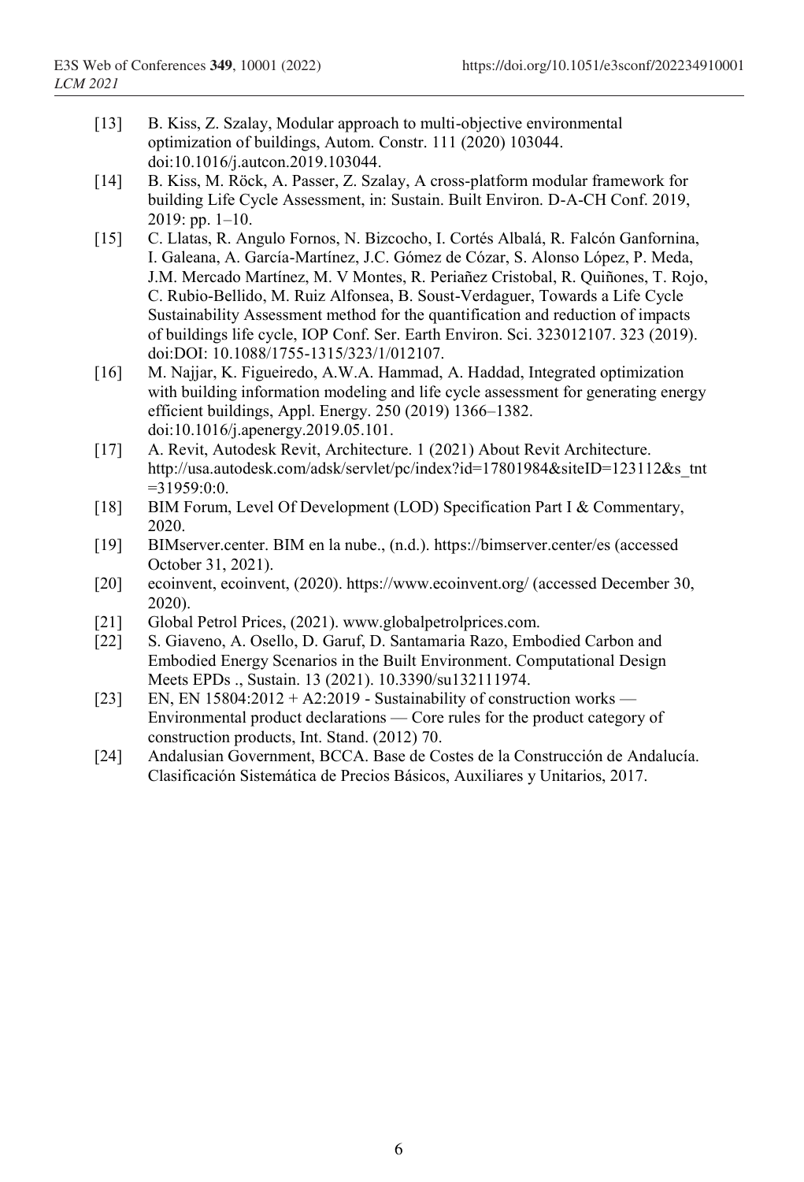[13] B. Kiss, Z. Szalay, Modular approach to multi-objective environmental optimization of buildings, Autom. Constr. 111 (2020) 103044. doi:10.1016/j.autcon.2019.103044.

[14] B. Kiss, M. Röck, A. Passer, Z. Szalay, A cross-platform modular framework for building Life Cycle Assessment, in: Sustain. Built Environ. D-A-CH Conf. 2019, 2019: pp. 1–10.

[15] C. Llatas, R. Angulo Fornos, N. Bizcocho, I. Cortés Albalá, R. Falcón Ganfornina, I. Galeana, A. García-Martínez, J.C. Gómez de Cózar, S. Alonso López, P. Meda, J.M. Mercado Martínez, M. V Montes, R. Periañez Cristobal, R. Quiñones, T. Rojo, C. Rubio-Bellido, M. Ruiz Alfonsea, B. Soust-Verdaguer, Towards a Life Cycle Sustainability Assessment method for the quantification and reduction of impacts of buildings life cycle, IOP Conf. Ser. Earth Environ. Sci. 323012107. 323 (2019). doi:DOI: 10.1088/1755-1315/323/1/012107.

[16] M. Najjar, K. Figueiredo, A.W.A. Hammad, A. Haddad, Integrated optimization with building information modeling and life cycle assessment for generating energy efficient buildings, Appl. Energy. 250 (2019) 1366–1382. doi:10.1016/j.apenergy.2019.05.101.

[17] A. Revit, Autodesk Revit, Architecture. 1 (2021) About Revit Architecture. http://usa.autodesk.com/adsk/servlet/pc/index?id=17801984&siteID=123112&s_tnt=31959:0:0.

[18] BIM Forum, Level Of Development (LOD) Specification Part I & Commentary, 2020.

[19] BIMserver.center. BIM en la nube., (n.d.). https://bimserver.center/es (accessed October 31, 2021).

[20] ecoinvent, ecoinvent, (2020). https://www.ecoinvent.org/ (accessed December 30, 2020).

[21] Global Petrol Prices, (2021). www.globalpetrolprices.com.

[22] S. Giaveno, A. Osello, D. Garuf, D. Santamaria Razo, Embodied Carbon and Embodied Energy Scenarios in the Built Environment. Computational Design Meets EPDs ., Sustain. 13 (2021). 10.3390/su132111974.

[23] EN, EN 15804:2012 + A2:2019 - Sustainability of construction works — Environmental product declarations — Core rules for the product category of construction products, Int. Stand. (2012) 70.

[24] Andalusian Government, BCCA. Base de Costes de la Construcción de Andalucía. Clasificación Sistemática de Precios Básicos, Auxiliares y Unitarios, 2017.